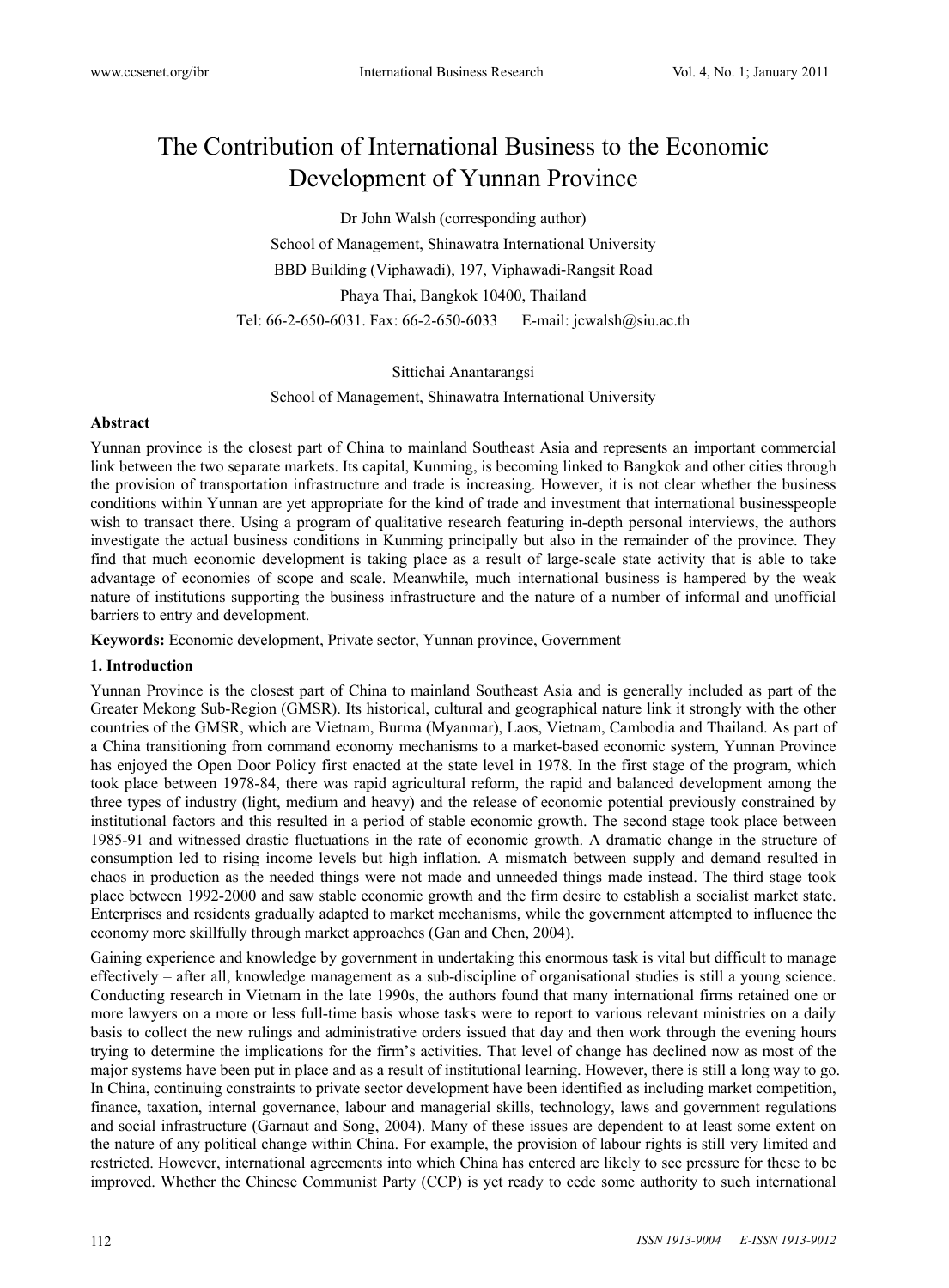# The Contribution of International Business to the Economic Development of Yunnan Province

Dr John Walsh (corresponding author)

School of Management, Shinawatra International University

BBD Building (Viphawadi), 197, Viphawadi-Rangsit Road

Phaya Thai, Bangkok 10400, Thailand

Tel: 66-2-650-6031. Fax: 66-2-650-6033 E-mail: jcwalsh@siu.ac.th

Sittichai Anantarangsi

School of Management, Shinawatra International University

**Abstract**

Yunnan province is the closest part of China to mainland Southeast Asia and represents an important commercial link between the two separate markets. Its capital, Kunming, is becoming linked to Bangkok and other cities through the provision of transportation infrastructure and trade is increasing. However, it is not clear whether the business conditions within Yunnan are yet appropriate for the kind of trade and investment that international businesspeople wish to transact there. Using a program of qualitative research featuring in-depth personal interviews, the authors investigate the actual business conditions in Kunming principally but also in the remainder of the province. They find that much economic development is taking place as a result of large-scale state activity that is able to take advantage of economies of scope and scale. Meanwhile, much international business is hampered by the weak nature of institutions supporting the business infrastructure and the nature of a number of informal and unofficial barriers to entry and development.

**Keywords:** Economic development, Private sector, Yunnan province, Government

## 1. Introduction

Yunnan Province is the closest part of China to mainland Southeast Asia and is generally included as part of the Greater Mekong Sub-Region (GMSR). Its historical, cultural and geographical nature link it strongly with the other countries of the GMSR, which are Vietnam, Burma (Myanmar), Laos, Vietnam, Cambodia and Thailand. As part of a China transitioning from command economy mechanisms to a market-based economic system, Yunnan Province has enjoyed the Open Door Policy first enacted at the state level in 1978. In the first stage of the program, which took place between 1978-84, there was rapid agricultural reform, the rapid and balanced development among the three types of industry (light, medium and heavy) and the release of economic potential previously constrained by institutional factors and this resulted in a period of stable economic growth. The second stage took place between 1985-91 and witnessed drastic fluctuations in the rate of economic growth. A dramatic change in the structure of consumption led to rising income levels but high inflation. A mismatch between supply and demand resulted in chaos in production as the needed things were not made and unneeded things made instead. The third stage took place between 1992-2000 and saw stable economic growth and the firm desire to establish a socialist market state. Enterprises and residents gradually adapted to market mechanisms, while the government attempted to influence the economy more skillfully through market approaches (Gan and Chen, 2004).

Gaining experience and knowledge by government in undertaking this enormous task is vital but difficult to manage effectively – after all, knowledge management as a sub-discipline of organisational studies is still a young science. Conducting research in Vietnam in the late 1990s, the authors found that many international firms retained one or more lawyers on a more or less full-time basis whose tasks were to report to various relevant ministries on a daily basis to collect the new rulings and administrative orders issued that day and then work through the evening hours trying to determine the implications for the firm's activities. That level of change has declined now as most of the major systems have been put in place and as a result of institutional learning. However, there is still a long way to go. In China, continuing constraints to private sector development have been identified as including market competition, finance, taxation, internal governance, labour and managerial skills, technology, laws and government regulations and social infrastructure (Garnaut and Song, 2004). Many of these issues are dependent to at least some extent on the nature of any political change within China. For example, the provision of labour rights is still very limited and restricted. However, international agreements into which China has entered are likely to see pressure for these to be improved. Whether the Chinese Communist Party (CCP) is yet ready to cede some authority to such international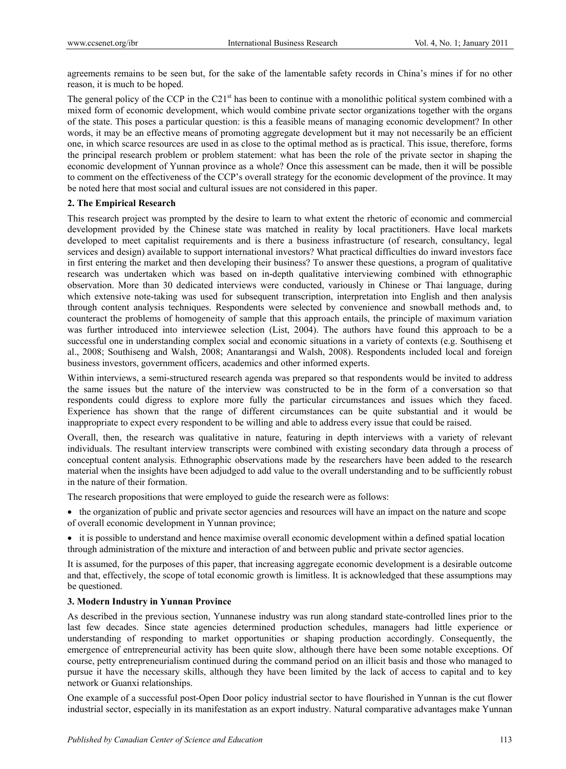agreements remains to be seen but, for the sake of the lamentable safety records in China's mines if for no other reason, it is much to be hoped.

The general policy of the CCP in the C21[st] has been to continue with a monolithic political system combined with a mixed form of economic development, which would combine private sector organizations together with the organs of the state. This poses a particular question: is this a feasible means of managing economic development? In other words, it may be an effective means of promoting aggregate development but it may not necessarily be an efficient one, in which scarce resources are used in as close to the optimal method as is practical. This issue, therefore, forms the principal research problem or problem statement: what has been the role of the private sector in shaping the economic development of Yunnan province as a whole? Once this assessment can be made, then it will be possible to comment on the effectiveness of the CCP's overall strategy for the economic development of the province. It may be noted here that most social and cultural issues are not considered in this paper.

## 2. The Empirical Research

This research project was prompted by the desire to learn to what extent the rhetoric of economic and commercial development provided by the Chinese state was matched in reality by local practitioners. Have local markets developed to meet capitalist requirements and is there a business infrastructure (of research, consultancy, legal services and design) available to support international investors? What practical difficulties do inward investors face in first entering the market and then developing their business? To answer these questions, a program of qualitative research was undertaken which was based on in-depth qualitative interviewing combined with ethnographic observation. More than 30 dedicated interviews were conducted, variously in Chinese or Thai language, during which extensive note-taking was used for subsequent transcription, interpretation into English and then analysis through content analysis techniques. Respondents were selected by convenience and snowball methods and, to counteract the problems of homogeneity of sample that this approach entails, the principle of maximum variation was further introduced into interviewee selection (List, 2004). The authors have found this approach to be a successful one in understanding complex social and economic situations in a variety of contexts (e.g. Southiseng et al., 2008; Southiseng and Walsh, 2008; Anantarangsi and Walsh, 2008). Respondents included local and foreign business investors, government officers, academics and other informed experts.

Within interviews, a semi-structured research agenda was prepared so that respondents would be invited to address the same issues but the nature of the interview was constructed to be in the form of a conversation so that respondents could digress to explore more fully the particular circumstances and issues which they faced. Experience has shown that the range of different circumstances can be quite substantial and it would be inappropriate to expect every respondent to be willing and able to address every issue that could be raised.

Overall, then, the research was qualitative in nature, featuring in depth interviews with a variety of relevant individuals. The resultant interview transcripts were combined with existing secondary data through a process of conceptual content analysis. Ethnographic observations made by the researchers have been added to the research material when the insights have been adjudged to add value to the overall understanding and to be sufficiently robust in the nature of their formation.

The research propositions that were employed to guide the research were as follows:

- the organization of public and private sector agencies and resources will have an impact on the nature and scope of overall economic development in Yunnan province;
- it is possible to understand and hence maximise overall economic development within a defined spatial location through administration of the mixture and interaction of and between public and private sector agencies.

It is assumed, for the purposes of this paper, that increasing aggregate economic development is a desirable outcome and that, effectively, the scope of total economic growth is limitless. It is acknowledged that these assumptions may be questioned.

## 3. Modern Industry in Yunnan Province

As described in the previous section, Yunnanese industry was run along standard state-controlled lines prior to the last few decades. Since state agencies determined production schedules, managers had little experience or understanding of responding to market opportunities or shaping production accordingly. Consequently, the emergence of entrepreneurial activity has been quite slow, although there have been some notable exceptions. Of course, petty entrepreneurialism continued during the command period on an illicit basis and those who managed to pursue it have the necessary skills, although they have been limited by the lack of access to capital and to key network or Guanxi relationships.

One example of a successful post-Open Door policy industrial sector to have flourished in Yunnan is the cut flower industrial sector, especially in its manifestation as an export industry. Natural comparative advantages make Yunnan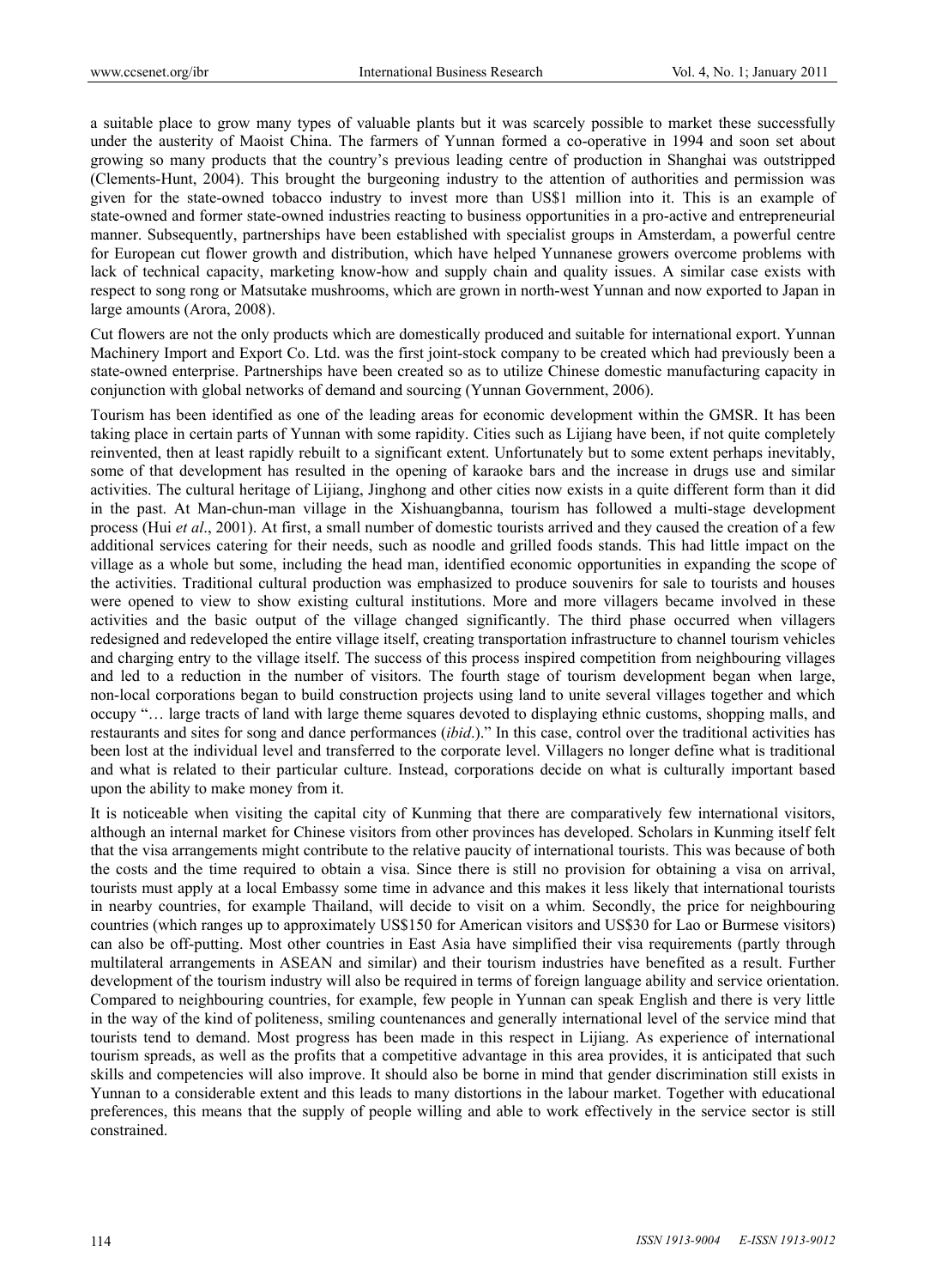a suitable place to grow many types of valuable plants but it was scarcely possible to market these successfully under the austerity of Maoist China. The farmers of Yunnan formed a co-operative in 1994 and soon set about growing so many products that the country's previous leading centre of production in Shanghai was outstripped (Clements-Hunt, 2004). This brought the burgeoning industry to the attention of authorities and permission was given for the state-owned tobacco industry to invest more than US$1 million into it. This is an example of state-owned and former state-owned industries reacting to business opportunities in a pro-active and entrepreneurial manner. Subsequently, partnerships have been established with specialist groups in Amsterdam, a powerful centre for European cut flower growth and distribution, which have helped Yunnanese growers overcome problems with lack of technical capacity, marketing know-how and supply chain and quality issues. A similar case exists with respect to song rong or Matsutake mushrooms, which are grown in north-west Yunnan and now exported to Japan in large amounts (Arora, 2008).

Cut flowers are not the only products which are domestically produced and suitable for international export. Yunnan Machinery Import and Export Co. Ltd. was the first joint-stock company to be created which had previously been a state-owned enterprise. Partnerships have been created so as to utilize Chinese domestic manufacturing capacity in conjunction with global networks of demand and sourcing (Yunnan Government, 2006).

Tourism has been identified as one of the leading areas for economic development within the GMSR. It has been taking place in certain parts of Yunnan with some rapidity. Cities such as Lijiang have been, if not quite completely reinvented, then at least rapidly rebuilt to a significant extent. Unfortunately but to some extent perhaps inevitably, some of that development has resulted in the opening of karaoke bars and the increase in drugs use and similar activities. The cultural heritage of Lijiang, Jinghong and other cities now exists in a quite different form than it did in the past. At Man-chun-man village in the Xishuangbanna, tourism has followed a multi-stage development process (Hui *et al*., 2001). At first, a small number of domestic tourists arrived and they caused the creation of a few additional services catering for their needs, such as noodle and grilled foods stands. This had little impact on the village as a whole but some, including the head man, identified economic opportunities in expanding the scope of the activities. Traditional cultural production was emphasized to produce souvenirs for sale to tourists and houses were opened to view to show existing cultural institutions. More and more villagers became involved in these activities and the basic output of the village changed significantly. The third phase occurred when villagers redesigned and redeveloped the entire village itself, creating transportation infrastructure to channel tourism vehicles and charging entry to the village itself. The success of this process inspired competition from neighbouring villages and led to a reduction in the number of visitors. The fourth stage of tourism development began when large, non-local corporations began to build construction projects using land to unite several villages together and which occupy "… large tracts of land with large theme squares devoted to displaying ethnic customs, shopping malls, and restaurants and sites for song and dance performances (*ibid*.)." In this case, control over the traditional activities has been lost at the individual level and transferred to the corporate level. Villagers no longer define what is traditional and what is related to their particular culture. Instead, corporations decide on what is culturally important based upon the ability to make money from it.

It is noticeable when visiting the capital city of Kunming that there are comparatively few international visitors, although an internal market for Chinese visitors from other provinces has developed. Scholars in Kunming itself felt that the visa arrangements might contribute to the relative paucity of international tourists. This was because of both the costs and the time required to obtain a visa. Since there is still no provision for obtaining a visa on arrival, tourists must apply at a local Embassy some time in advance and this makes it less likely that international tourists in nearby countries, for example Thailand, will decide to visit on a whim. Secondly, the price for neighbouring countries (which ranges up to approximately US$150 for American visitors and US$30 for Lao or Burmese visitors) can also be off-putting. Most other countries in East Asia have simplified their visa requirements (partly through multilateral arrangements in ASEAN and similar) and their tourism industries have benefited as a result. Further development of the tourism industry will also be required in terms of foreign language ability and service orientation. Compared to neighbouring countries, for example, few people in Yunnan can speak English and there is very little in the way of the kind of politeness, smiling countenances and generally international level of the service mind that tourists tend to demand. Most progress has been made in this respect in Lijiang. As experience of international tourism spreads, as well as the profits that a competitive advantage in this area provides, it is anticipated that such skills and competencies will also improve. It should also be borne in mind that gender discrimination still exists in Yunnan to a considerable extent and this leads to many distortions in the labour market. Together with educational preferences, this means that the supply of people willing and able to work effectively in the service sector is still constrained.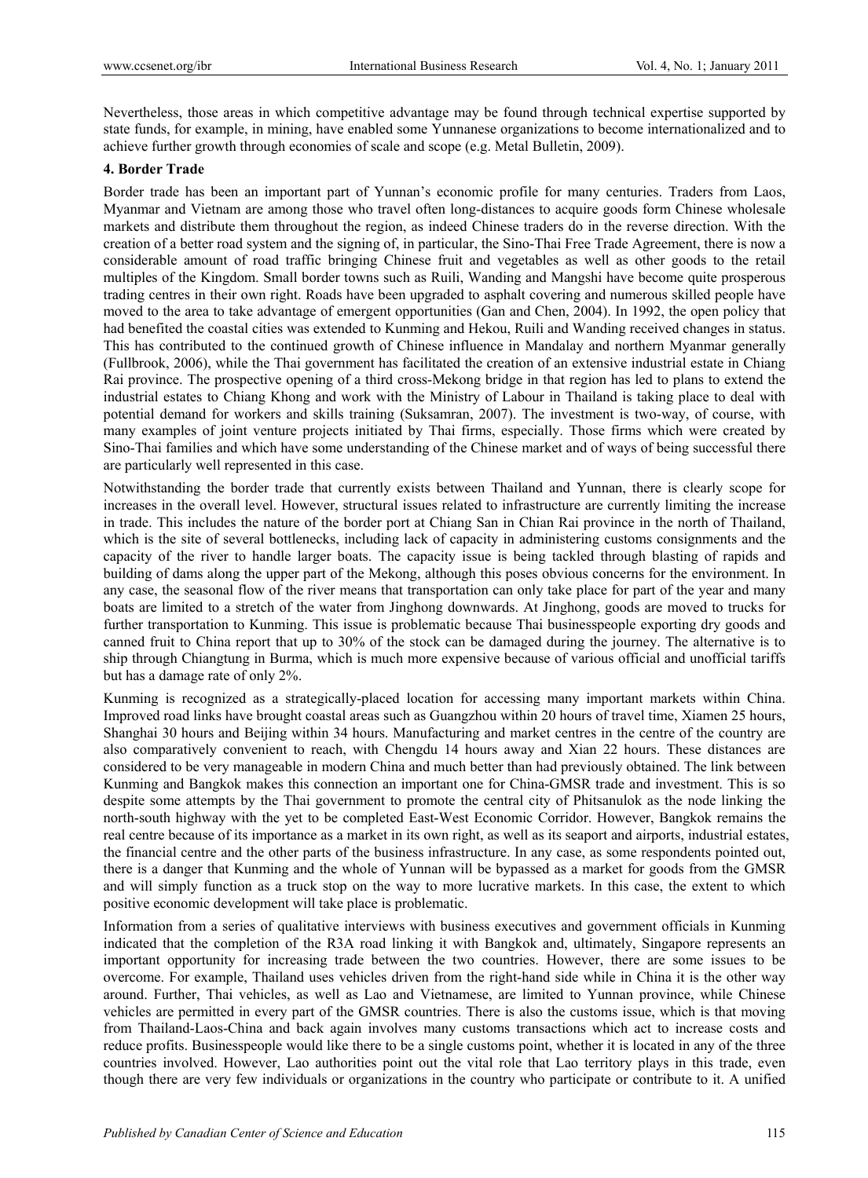Nevertheless, those areas in which competitive advantage may be found through technical expertise supported by state funds, for example, in mining, have enabled some Yunnanese organizations to become internationalized and to achieve further growth through economies of scale and scope (e.g. Metal Bulletin, 2009).

## 4. Border Trade

Border trade has been an important part of Yunnan's economic profile for many centuries. Traders from Laos, Myanmar and Vietnam are among those who travel often long-distances to acquire goods form Chinese wholesale markets and distribute them throughout the region, as indeed Chinese traders do in the reverse direction. With the creation of a better road system and the signing of, in particular, the Sino-Thai Free Trade Agreement, there is now a considerable amount of road traffic bringing Chinese fruit and vegetables as well as other goods to the retail multiples of the Kingdom. Small border towns such as Ruili, Wanding and Mangshi have become quite prosperous trading centres in their own right. Roads have been upgraded to asphalt covering and numerous skilled people have moved to the area to take advantage of emergent opportunities (Gan and Chen, 2004). In 1992, the open policy that had benefited the coastal cities was extended to Kunming and Hekou, Ruili and Wanding received changes in status. This has contributed to the continued growth of Chinese influence in Mandalay and northern Myanmar generally (Fullbrook, 2006), while the Thai government has facilitated the creation of an extensive industrial estate in Chiang Rai province. The prospective opening of a third cross-Mekong bridge in that region has led to plans to extend the industrial estates to Chiang Khong and work with the Ministry of Labour in Thailand is taking place to deal with potential demand for workers and skills training (Suksamran, 2007). The investment is two-way, of course, with many examples of joint venture projects initiated by Thai firms, especially. Those firms which were created by Sino-Thai families and which have some understanding of the Chinese market and of ways of being successful there are particularly well represented in this case.

Notwithstanding the border trade that currently exists between Thailand and Yunnan, there is clearly scope for increases in the overall level. However, structural issues related to infrastructure are currently limiting the increase in trade. This includes the nature of the border port at Chiang San in Chian Rai province in the north of Thailand, which is the site of several bottlenecks, including lack of capacity in administering customs consignments and the capacity of the river to handle larger boats. The capacity issue is being tackled through blasting of rapids and building of dams along the upper part of the Mekong, although this poses obvious concerns for the environment. In any case, the seasonal flow of the river means that transportation can only take place for part of the year and many boats are limited to a stretch of the water from Jinghong downwards. At Jinghong, goods are moved to trucks for further transportation to Kunming. This issue is problematic because Thai businesspeople exporting dry goods and canned fruit to China report that up to 30% of the stock can be damaged during the journey. The alternative is to ship through Chiangtung in Burma, which is much more expensive because of various official and unofficial tariffs but has a damage rate of only 2%.

Kunming is recognized as a strategically-placed location for accessing many important markets within China. Improved road links have brought coastal areas such as Guangzhou within 20 hours of travel time, Xiamen 25 hours, Shanghai 30 hours and Beijing within 34 hours. Manufacturing and market centres in the centre of the country are also comparatively convenient to reach, with Chengdu 14 hours away and Xian 22 hours. These distances are considered to be very manageable in modern China and much better than had previously obtained. The link between Kunming and Bangkok makes this connection an important one for China-GMSR trade and investment. This is so despite some attempts by the Thai government to promote the central city of Phitsanulok as the node linking the north-south highway with the yet to be completed East-West Economic Corridor. However, Bangkok remains the real centre because of its importance as a market in its own right, as well as its seaport and airports, industrial estates, the financial centre and the other parts of the business infrastructure. In any case, as some respondents pointed out, there is a danger that Kunming and the whole of Yunnan will be bypassed as a market for goods from the GMSR and will simply function as a truck stop on the way to more lucrative markets. In this case, the extent to which positive economic development will take place is problematic.

Information from a series of qualitative interviews with business executives and government officials in Kunming indicated that the completion of the R3A road linking it with Bangkok and, ultimately, Singapore represents an important opportunity for increasing trade between the two countries. However, there are some issues to be overcome. For example, Thailand uses vehicles driven from the right-hand side while in China it is the other way around. Further, Thai vehicles, as well as Lao and Vietnamese, are limited to Yunnan province, while Chinese vehicles are permitted in every part of the GMSR countries. There is also the customs issue, which is that moving from Thailand-Laos-China and back again involves many customs transactions which act to increase costs and reduce profits. Businesspeople would like there to be a single customs point, whether it is located in any of the three countries involved. However, Lao authorities point out the vital role that Lao territory plays in this trade, even though there are very few individuals or organizations in the country who participate or contribute to it. A unified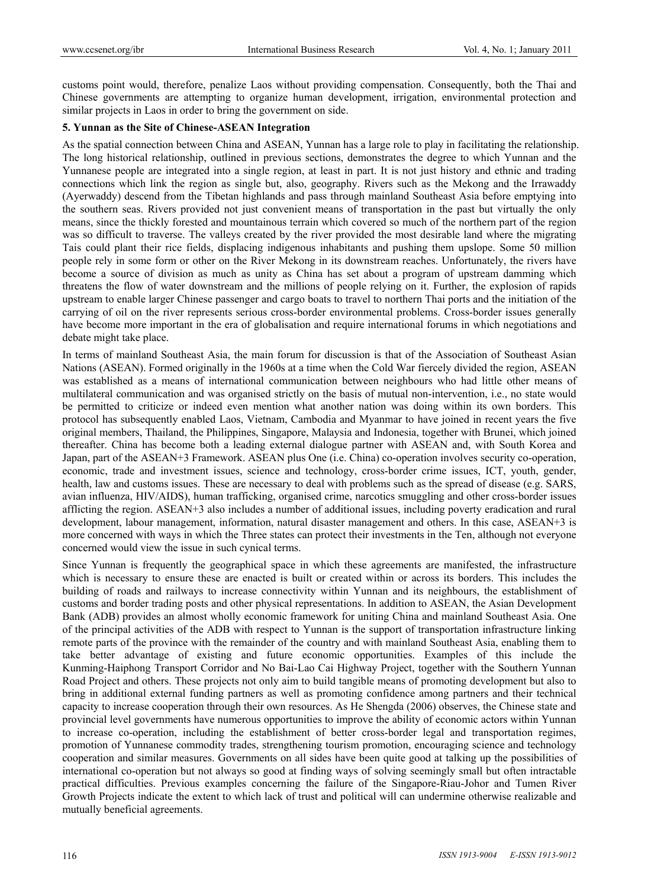customs point would, therefore, penalize Laos without providing compensation. Consequently, both the Thai and Chinese governments are attempting to organize human development, irrigation, environmental protection and similar projects in Laos in order to bring the government on side.

## 5. Yunnan as the Site of Chinese-ASEAN Integration

As the spatial connection between China and ASEAN, Yunnan has a large role to play in facilitating the relationship. The long historical relationship, outlined in previous sections, demonstrates the degree to which Yunnan and the Yunnanese people are integrated into a single region, at least in part. It is not just history and ethnic and trading connections which link the region as single but, also, geography. Rivers such as the Mekong and the Irrawaddy (Ayerwaddy) descend from the Tibetan highlands and pass through mainland Southeast Asia before emptying into the southern seas. Rivers provided not just convenient means of transportation in the past but virtually the only means, since the thickly forested and mountainous terrain which covered so much of the northern part of the region was so difficult to traverse. The valleys created by the river provided the most desirable land where the migrating Tais could plant their rice fields, displacing indigenous inhabitants and pushing them upslope. Some 50 million people rely in some form or other on the River Mekong in its downstream reaches. Unfortunately, the rivers have become a source of division as much as unity as China has set about a program of upstream damming which threatens the flow of water downstream and the millions of people relying on it. Further, the explosion of rapids upstream to enable larger Chinese passenger and cargo boats to travel to northern Thai ports and the initiation of the carrying of oil on the river represents serious cross-border environmental problems. Cross-border issues generally have become more important in the era of globalisation and require international forums in which negotiations and debate might take place.

In terms of mainland Southeast Asia, the main forum for discussion is that of the Association of Southeast Asian Nations (ASEAN). Formed originally in the 1960s at a time when the Cold War fiercely divided the region, ASEAN was established as a means of international communication between neighbours who had little other means of multilateral communication and was organised strictly on the basis of mutual non-intervention, i.e., no state would be permitted to criticize or indeed even mention what another nation was doing within its own borders. This protocol has subsequently enabled Laos, Vietnam, Cambodia and Myanmar to have joined in recent years the five original members, Thailand, the Philippines, Singapore, Malaysia and Indonesia, together with Brunei, which joined thereafter. China has become both a leading external dialogue partner with ASEAN and, with South Korea and Japan, part of the ASEAN+3 Framework. ASEAN plus One (i.e. China) co-operation involves security co-operation, economic, trade and investment issues, science and technology, cross-border crime issues, ICT, youth, gender, health, law and customs issues. These are necessary to deal with problems such as the spread of disease (e.g. SARS, avian influenza, HIV/AIDS), human trafficking, organised crime, narcotics smuggling and other cross-border issues afflicting the region. ASEAN+3 also includes a number of additional issues, including poverty eradication and rural development, labour management, information, natural disaster management and others. In this case, ASEAN+3 is more concerned with ways in which the Three states can protect their investments in the Ten, although not everyone concerned would view the issue in such cynical terms.

Since Yunnan is frequently the geographical space in which these agreements are manifested, the infrastructure which is necessary to ensure these are enacted is built or created within or across its borders. This includes the building of roads and railways to increase connectivity within Yunnan and its neighbours, the establishment of customs and border trading posts and other physical representations. In addition to ASEAN, the Asian Development Bank (ADB) provides an almost wholly economic framework for uniting China and mainland Southeast Asia. One of the principal activities of the ADB with respect to Yunnan is the support of transportation infrastructure linking remote parts of the province with the remainder of the country and with mainland Southeast Asia, enabling them to take better advantage of existing and future economic opportunities. Examples of this include the Kunming-Haiphong Transport Corridor and No Bai-Lao Cai Highway Project, together with the Southern Yunnan Road Project and others. These projects not only aim to build tangible means of promoting development but also to bring in additional external funding partners as well as promoting confidence among partners and their technical capacity to increase cooperation through their own resources. As He Shengda (2006) observes, the Chinese state and provincial level governments have numerous opportunities to improve the ability of economic actors within Yunnan to increase co-operation, including the establishment of better cross-border legal and transportation regimes, promotion of Yunnanese commodity trades, strengthening tourism promotion, encouraging science and technology cooperation and similar measures. Governments on all sides have been quite good at talking up the possibilities of international co-operation but not always so good at finding ways of solving seemingly small but often intractable practical difficulties. Previous examples concerning the failure of the Singapore-Riau-Johor and Tumen River Growth Projects indicate the extent to which lack of trust and political will can undermine otherwise realizable and mutually beneficial agreements.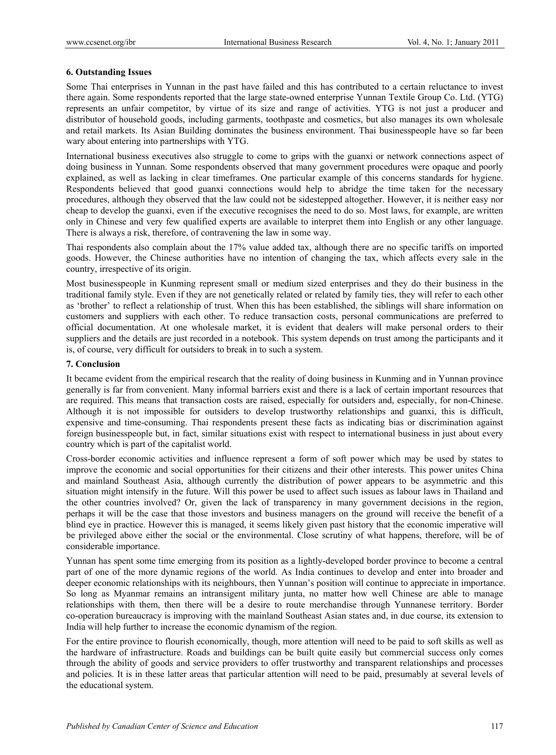## 6. Outstanding Issues

Some Thai enterprises in Yunnan in the past have failed and this has contributed to a certain reluctance to invest there again. Some respondents reported that the large state-owned enterprise Yunnan Textile Group Co. Ltd. (YTG) represents an unfair competitor, by virtue of its size and range of activities. YTG is not just a producer and distributor of household goods, including garments, toothpaste and cosmetics, but also manages its own wholesale and retail markets. Its Asian Building dominates the business environment. Thai businesspeople have so far been wary about entering into partnerships with YTG.

International business executives also struggle to come to grips with the guanxi or network connections aspect of doing business in Yunnan. Some respondents observed that many government procedures were opaque and poorly explained, as well as lacking in clear timeframes. One particular example of this concerns standards for hygiene. Respondents believed that good guanxi connections would help to abridge the time taken for the necessary procedures, although they observed that the law could not be sidestepped altogether. However, it is neither easy nor cheap to develop the guanxi, even if the executive recognises the need to do so. Most laws, for example, are written only in Chinese and very few qualified experts are available to interpret them into English or any other language. There is always a risk, therefore, of contravening the law in some way.

Thai respondents also complain about the 17% value added tax, although there are no specific tariffs on imported goods. However, the Chinese authorities have no intention of changing the tax, which affects every sale in the country, irrespective of its origin.

Most businesspeople in Kunming represent small or medium sized enterprises and they do their business in the traditional family style. Even if they are not genetically related or related by family ties, they will refer to each other as 'brother' to reflect a relationship of trust. When this has been established, the siblings will share information on customers and suppliers with each other. To reduce transaction costs, personal communications are preferred to official documentation. At one wholesale market, it is evident that dealers will make personal orders to their suppliers and the details are just recorded in a notebook. This system depends on trust among the participants and it is, of course, very difficult for outsiders to break in to such a system.

## 7. Conclusion

It became evident from the empirical research that the reality of doing business in Kunming and in Yunnan province generally is far from convenient. Many informal barriers exist and there is a lack of certain important resources that are required. This means that transaction costs are raised, especially for outsiders and, especially, for non-Chinese. Although it is not impossible for outsiders to develop trustworthy relationships and guanxi, this is difficult, expensive and time-consuming. Thai respondents present these facts as indicating bias or discrimination against foreign businesspeople but, in fact, similar situations exist with respect to international business in just about every country which is part of the capitalist world.

Cross-border economic activities and influence represent a form of soft power which may be used by states to improve the economic and social opportunities for their citizens and their other interests. This power unites China and mainland Southeast Asia, although currently the distribution of power appears to be asymmetric and this situation might intensify in the future. Will this power be used to affect such issues as labour laws in Thailand and the other countries involved? Or, given the lack of transparency in many government decisions in the region, perhaps it will be the case that those investors and business managers on the ground will receive the benefit of a blind eye in practice. However this is managed, it seems likely given past history that the economic imperative will be privileged above either the social or the environmental. Close scrutiny of what happens, therefore, will be of considerable importance.

Yunnan has spent some time emerging from its position as a lightly-developed border province to become a central part of one of the more dynamic regions of the world. As India continues to develop and enter into broader and deeper economic relationships with its neighbours, then Yunnan's position will continue to appreciate in importance. So long as Myanmar remains an intransigent military junta, no matter how well Chinese are able to manage relationships with them, then there will be a desire to route merchandise through Yunnanese territory. Border co-operation bureaucracy is improving with the mainland Southeast Asian states and, in due course, its extension to India will help further to increase the economic dynamism of the region.

For the entire province to flourish economically, though, more attention will need to be paid to soft skills as well as the hardware of infrastructure. Roads and buildings can be built quite easily but commercial success only comes through the ability of goods and service providers to offer trustworthy and transparent relationships and processes and policies. It is in these latter areas that particular attention will need to be paid, presumably at several levels of the educational system.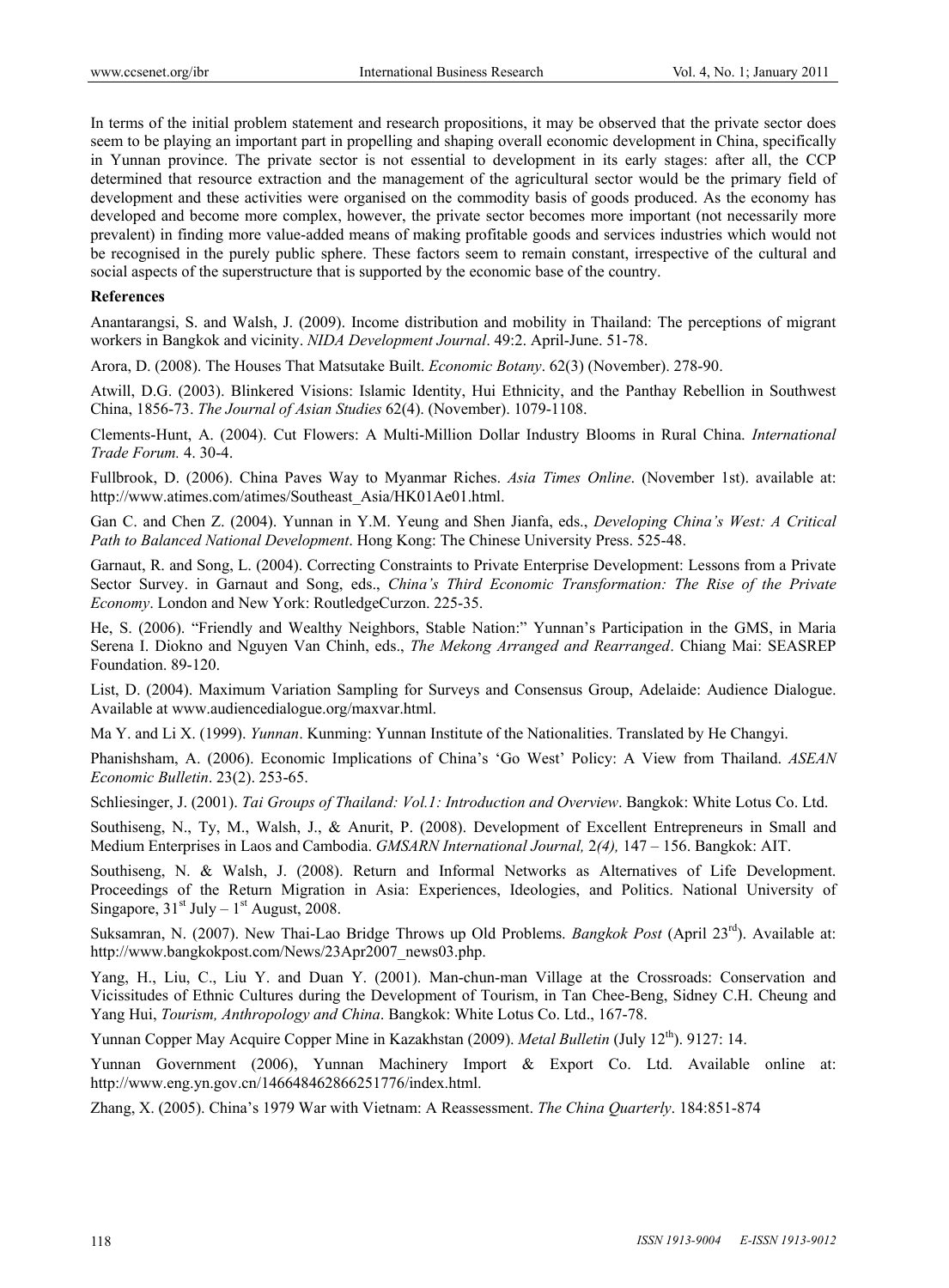In terms of the initial problem statement and research propositions, it may be observed that the private sector does seem to be playing an important part in propelling and shaping overall economic development in China, specifically in Yunnan province. The private sector is not essential to development in its early stages: after all, the CCP determined that resource extraction and the management of the agricultural sector would be the primary field of development and these activities were organised on the commodity basis of goods produced. As the economy has developed and become more complex, however, the private sector becomes more important (not necessarily more prevalent) in finding more value-added means of making profitable goods and services industries which would not be recognised in the purely public sphere. These factors seem to remain constant, irrespective of the cultural and social aspects of the superstructure that is supported by the economic base of the country.

**References**

Anantarangsi, S. and Walsh, J. (2009). Income distribution and mobility in Thailand: The perceptions of migrant workers in Bangkok and vicinity. *NIDA Development Journal*. 49:2. April-June. 51-78.

Arora, D. (2008). The Houses That Matsutake Built. *Economic Botany*. 62(3) (November). 278-90.

Atwill, D.G. (2003). Blinkered Visions: Islamic Identity, Hui Ethnicity, and the Panthay Rebellion in Southwest China, 1856-73. *The Journal of Asian Studies* 62(4). (November). 1079-1108.

Clements-Hunt, A. (2004). Cut Flowers: A Multi-Million Dollar Industry Blooms in Rural China. *International Trade Forum.* 4. 30-4.

Fullbrook, D. (2006). China Paves Way to Myanmar Riches. *Asia Times Online*. (November 1st). available at: http://www.atimes.com/atimes/Southeast_Asia/HK01Ae01.html.

Gan C. and Chen Z. (2004). Yunnan in Y.M. Yeung and Shen Jianfa, eds., *Developing China's West: A Critical Path to Balanced National Development*. Hong Kong: The Chinese University Press. 525-48.

Garnaut, R. and Song, L. (2004). Correcting Constraints to Private Enterprise Development: Lessons from a Private Sector Survey. in Garnaut and Song, eds., *China's Third Economic Transformation: The Rise of the Private Economy*. London and New York: RoutledgeCurzon. 225-35.

He, S. (2006). "Friendly and Wealthy Neighbors, Stable Nation:" Yunnan's Participation in the GMS, in Maria Serena I. Diokno and Nguyen Van Chinh, eds., *The Mekong Arranged and Rearranged*. Chiang Mai: SEASREP Foundation. 89-120.

List, D. (2004). Maximum Variation Sampling for Surveys and Consensus Group, Adelaide: Audience Dialogue. Available at www.audiencedialogue.org/maxvar.html.

Ma Y. and Li X. (1999). *Yunnan*. Kunming: Yunnan Institute of the Nationalities. Translated by He Changyi.

Phanishsham, A. (2006). Economic Implications of China's 'Go West' Policy: A View from Thailand. *ASEAN Economic Bulletin*. 23(2). 253-65.

Schliesinger, J. (2001). *Tai Groups of Thailand: Vol.1: Introduction and Overview*. Bangkok: White Lotus Co. Ltd.

Southiseng, N., Ty, M., Walsh, J., & Anurit, P. (2008). Development of Excellent Entrepreneurs in Small and Medium Enterprises in Laos and Cambodia. *GMSARN International Journal,* 2*(4),* 147 – 156. Bangkok: AIT.

Southiseng, N. & Walsh, J. (2008). Return and Informal Networks as Alternatives of Life Development. Proceedings of the Return Migration in Asia: Experiences, Ideologies, and Politics. National University of Singapore, 31st July – 1st August, 2008.

Suksamran, N. (2007). New Thai-Lao Bridge Throws up Old Problems. *Bangkok Post* (April 23rd). Available at: http://www.bangkokpost.com/News/23Apr2007_news03.php.

Yang, H., Liu, C., Liu Y. and Duan Y. (2001). Man-chun-man Village at the Crossroads: Conservation and Vicissitudes of Ethnic Cultures during the Development of Tourism, in Tan Chee-Beng, Sidney C.H. Cheung and Yang Hui, *Tourism, Anthropology and China*. Bangkok: White Lotus Co. Ltd., 167-78.

Yunnan Copper May Acquire Copper Mine in Kazakhstan (2009). *Metal Bulletin* (July 12th). 9127: 14.

Yunnan Government (2006), Yunnan Machinery Import & Export Co. Ltd. Available online at: http://www.eng.yn.gov.cn/146648462866251776/index.html.

Zhang, X. (2005). China's 1979 War with Vietnam: A Reassessment. *The China Quarterly*. 184:851-874